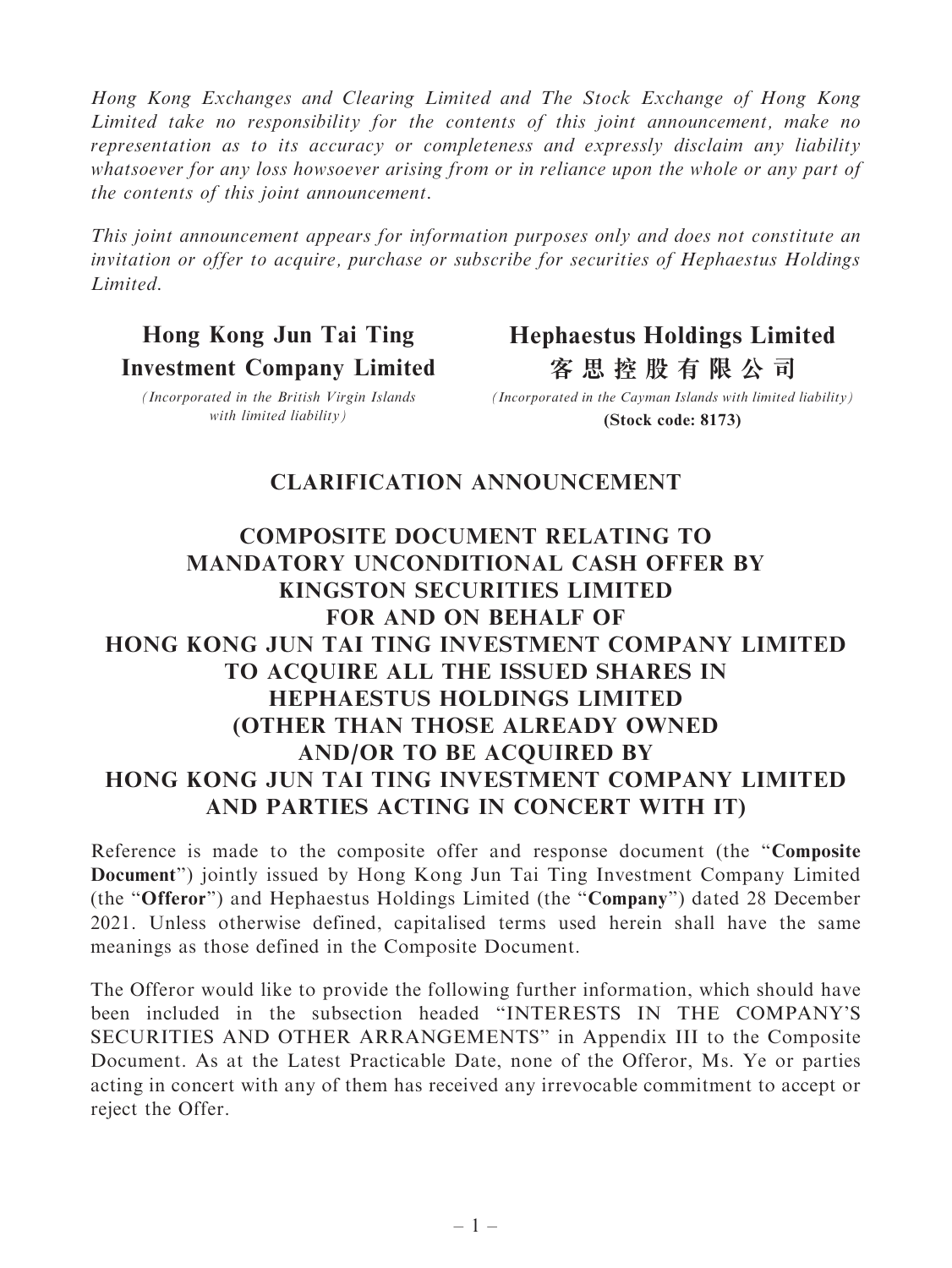*Hong Kong Exchanges and Clearing Limited and The Stock Exchange of Hong Kong Limited take no responsibility for the contents of this joint announcement, make no representation as to its accuracy or completeness and expressly disclaim any liability whatsoever for any loss howsoever arising from or in reliance upon the whole or any part of the contents of this joint announcement.*

*This joint announcement appears for information purposes only and does not constitute an invitation or offer to acquire, purchase or subscribe for securities of Hephaestus Holdings Limited.*

**Hong Kong Jun Tai Ting Investment Company Limited**

*(Incorporated in the British Virgin Islands with limited liability)*

**Hephaestus Holdings Limited**
**客思控股有限公司**

*(Incorporated in the Cayman Islands with limited liability)*
**(Stock code: 8173)**

## CLARIFICATION ANNOUNCEMENT

## COMPOSITE DOCUMENT RELATING TO MANDATORY UNCONDITIONAL CASH OFFER BY KINGSTON SECURITIES LIMITED FOR AND ON BEHALF OF HONG KONG JUN TAI TING INVESTMENT COMPANY LIMITED TO ACQUIRE ALL THE ISSUED SHARES IN HEPHAESTUS HOLDINGS LIMITED (OTHER THAN THOSE ALREADY OWNED AND/OR TO BE ACQUIRED BY HONG KONG JUN TAI TING INVESTMENT COMPANY LIMITED AND PARTIES ACTING IN CONCERT WITH IT)

Reference is made to the composite offer and response document (the "**Composite Document**") jointly issued by Hong Kong Jun Tai Ting Investment Company Limited (the "**Offeror**") and Hephaestus Holdings Limited (the "**Company**") dated 28 December 2021. Unless otherwise defined, capitalised terms used herein shall have the same meanings as those defined in the Composite Document.

The Offeror would like to provide the following further information, which should have been included in the subsection headed "INTERESTS IN THE COMPANY'S SECURITIES AND OTHER ARRANGEMENTS" in Appendix III to the Composite Document. As at the Latest Practicable Date, none of the Offeror, Ms. Ye or parties acting in concert with any of them has received any irrevocable commitment to accept or reject the Offer.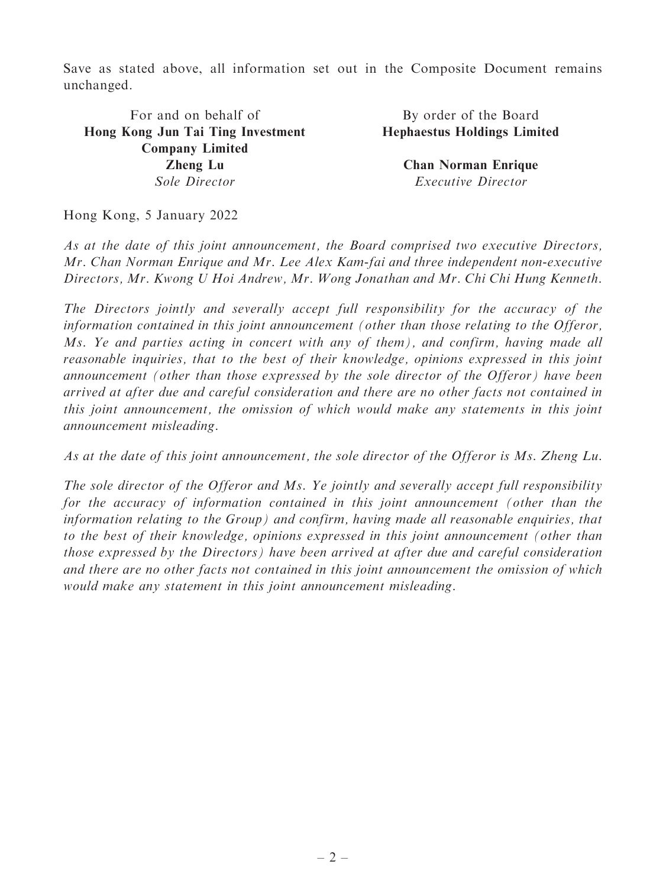Save as stated above, all information set out in the Composite Document remains unchanged.

For and on behalf of
**Hong Kong Jun Tai Ting Investment Company Limited**
**Zheng Lu**
*Sole Director*

By order of the Board
**Hephaestus Holdings Limited**
**Chan Norman Enrique**
*Executive Director*

Hong Kong, 5 January 2022

*As at the date of this joint announcement, the Board comprised two executive Directors, Mr. Chan Norman Enrique and Mr. Lee Alex Kam-fai and three independent non-executive Directors, Mr. Kwong U Hoi Andrew, Mr. Wong Jonathan and Mr. Chi Chi Hung Kenneth.*

*The Directors jointly and severally accept full responsibility for the accuracy of the information contained in this joint announcement (other than those relating to the Offeror, Ms. Ye and parties acting in concert with any of them), and confirm, having made all reasonable inquiries, that to the best of their knowledge, opinions expressed in this joint announcement (other than those expressed by the sole director of the Offeror) have been arrived at after due and careful consideration and there are no other facts not contained in this joint announcement, the omission of which would make any statements in this joint announcement misleading.*

*As at the date of this joint announcement, the sole director of the Offeror is Ms. Zheng Lu.*

*The sole director of the Offeror and Ms. Ye jointly and severally accept full responsibility for the accuracy of information contained in this joint announcement (other than the information relating to the Group) and confirm, having made all reasonable enquiries, that to the best of their knowledge, opinions expressed in this joint announcement (other than those expressed by the Directors) have been arrived at after due and careful consideration and there are no other facts not contained in this joint announcement the omission of which would make any statement in this joint announcement misleading.*